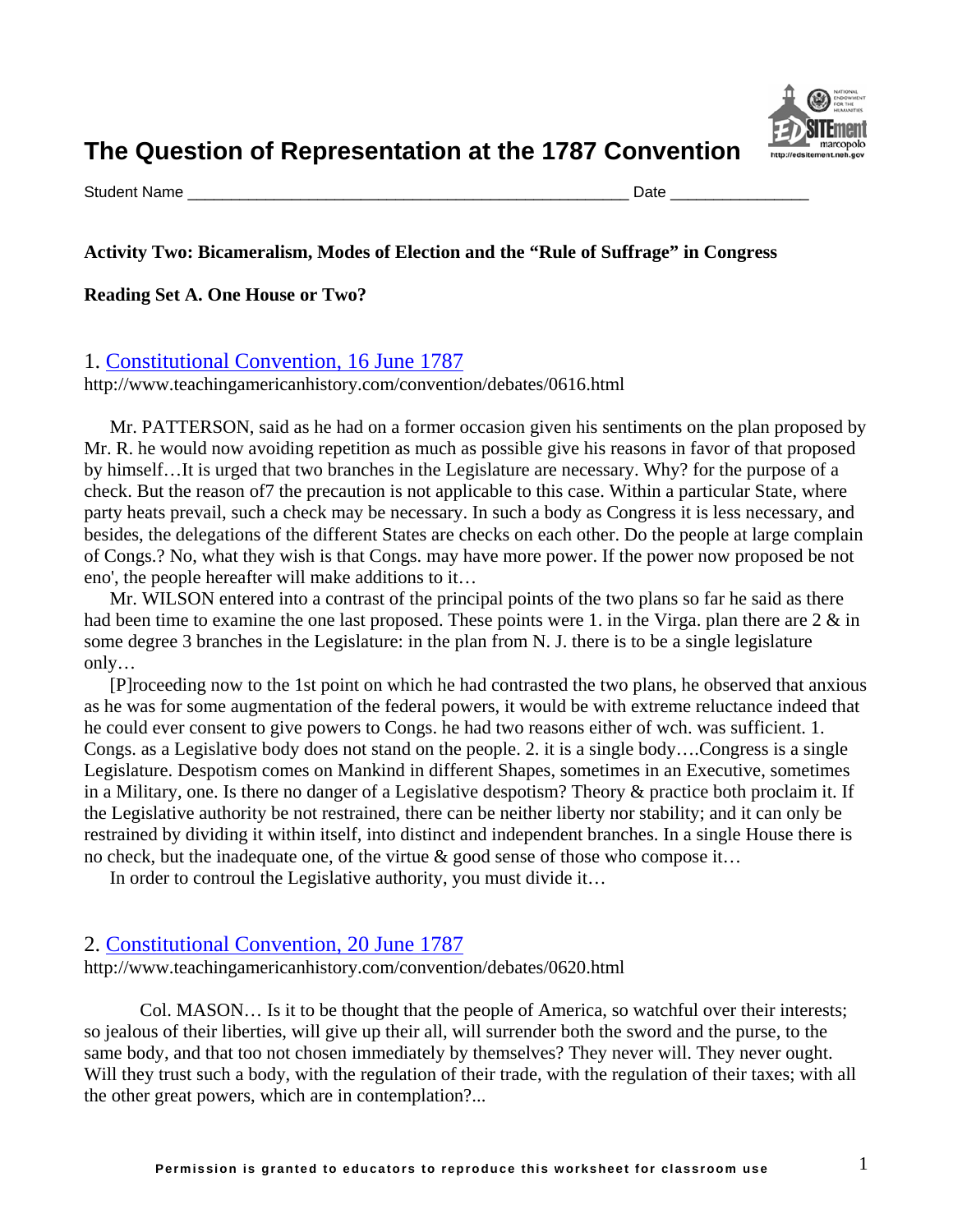# The Question of Representation at the 1787 Convention

Student Name ________________________________________________ Date _______________

**Activity Two: Bicameralism, Modes of Election and the "Rule of Suffrage" in Congress**

**Reading Set A. One House or Two?**

1. [Constitutional Convention, 16 June 1787](http://www.teachingamericanhistory.com/convention/debates/0616.html)
http://www.teachingamericanhistory.com/convention/debates/0616.html

Mr. PATTERSON, said as he had on a former occasion given his sentiments on the plan proposed by Mr. R. he would now avoiding repetition as much as possible give his reasons in favor of that proposed by himself…It is urged that two branches in the Legislature are necessary. Why? for the purpose of a check. But the reason of7 the precaution is not applicable to this case. Within a particular State, where party heats prevail, such a check may be necessary. In such a body as Congress it is less necessary, and besides, the delegations of the different States are checks on each other. Do the people at large complain of Congs.? No, what they wish is that Congs. may have more power. If the power now proposed be not eno', the people hereafter will make additions to it…

Mr. WILSON entered into a contrast of the principal points of the two plans so far he said as there had been time to examine the one last proposed. These points were 1. in the Virga. plan there are 2 & in some degree 3 branches in the Legislature: in the plan from N. J. there is to be a single legislature only…

[P]roceeding now to the 1st point on which he had contrasted the two plans, he observed that anxious as he was for some augmentation of the federal powers, it would be with extreme reluctance indeed that he could ever consent to give powers to Congs. he had two reasons either of wch. was sufficient. 1. Congs. as a Legislative body does not stand on the people. 2. it is a single body….Congress is a single Legislature. Despotism comes on Mankind in different Shapes, sometimes in an Executive, sometimes in a Military, one. Is there no danger of a Legislative despotism? Theory & practice both proclaim it. If the Legislative authority be not restrained, there can be neither liberty nor stability; and it can only be restrained by dividing it within itself, into distinct and independent branches. In a single House there is no check, but the inadequate one, of the virtue & good sense of those who compose it…

In order to controul the Legislative authority, you must divide it…

2. [Constitutional Convention, 20 June 1787](http://www.teachingamericanhistory.com/convention/debates/0620.html)
http://www.teachingamericanhistory.com/convention/debates/0620.html

Col. MASON… Is it to be thought that the people of America, so watchful over their interests; so jealous of their liberties, will give up their all, will surrender both the sword and the purse, to the same body, and that too not chosen immediately by themselves? They never will. They never ought. Will they trust such a body, with the regulation of their trade, with the regulation of their taxes; with all the other great powers, which are in contemplation?...

**Permission is granted to educators to reproduce this worksheet for classroom use**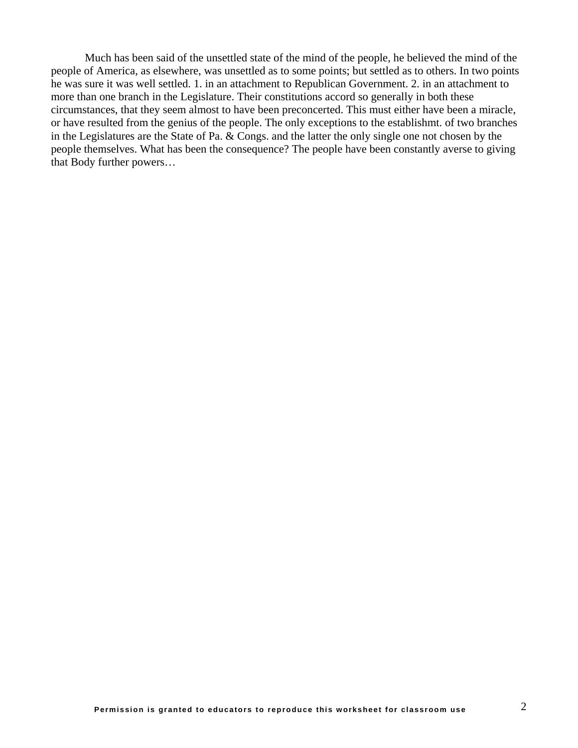Much has been said of the unsettled state of the mind of the people, he believed the mind of the people of America, as elsewhere, was unsettled as to some points; but settled as to others. In two points he was sure it was well settled. 1. in an attachment to Republican Government. 2. in an attachment to more than one branch in the Legislature. Their constitutions accord so generally in both these circumstances, that they seem almost to have been preconcerted. This must either have been a miracle, or have resulted from the genius of the people. The only exceptions to the establishmt. of two branches in the Legislatures are the State of Pa. & Congs. and the latter the only single one not chosen by the people themselves. What has been the consequence? The people have been constantly averse to giving that Body further powers…

Permission is granted to educators to reproduce this worksheet for classroom use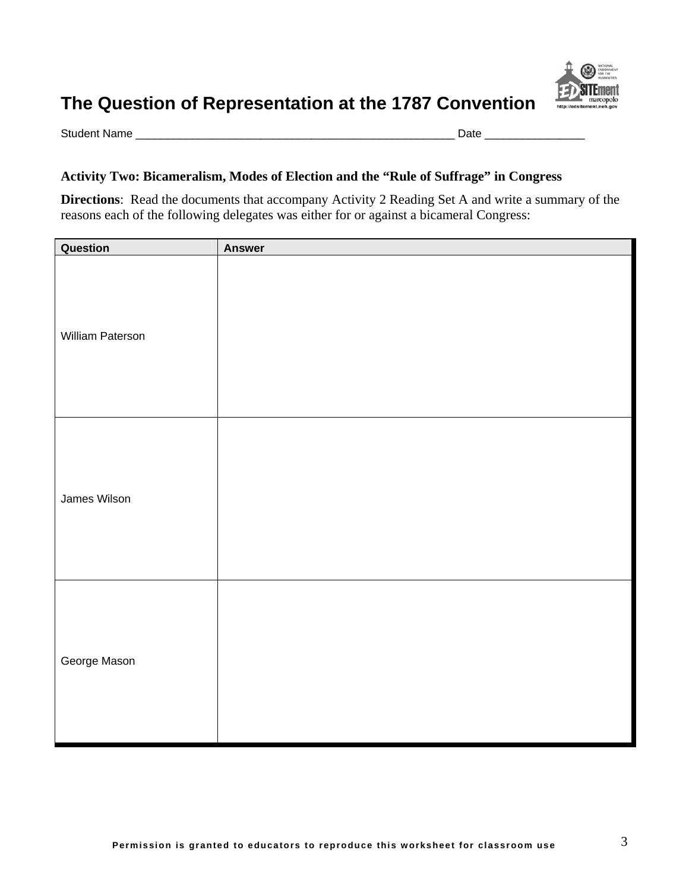# The Question of Representation at the 1787 Convention

Student Name ____________________________________________________ Date ________________

**Activity Two: Bicameralism, Modes of Election and the "Rule of Suffrage" in Congress**

**Directions**: Read the documents that accompany Activity 2 Reading Set A and write a summary of the reasons each of the following delegates was either for or against a bicameral Congress:

| Question | Answer |
|---|---|
| William Paterson | |
| James Wilson | |
| George Mason | |

Permission is granted to educators to reproduce this worksheet for classroom use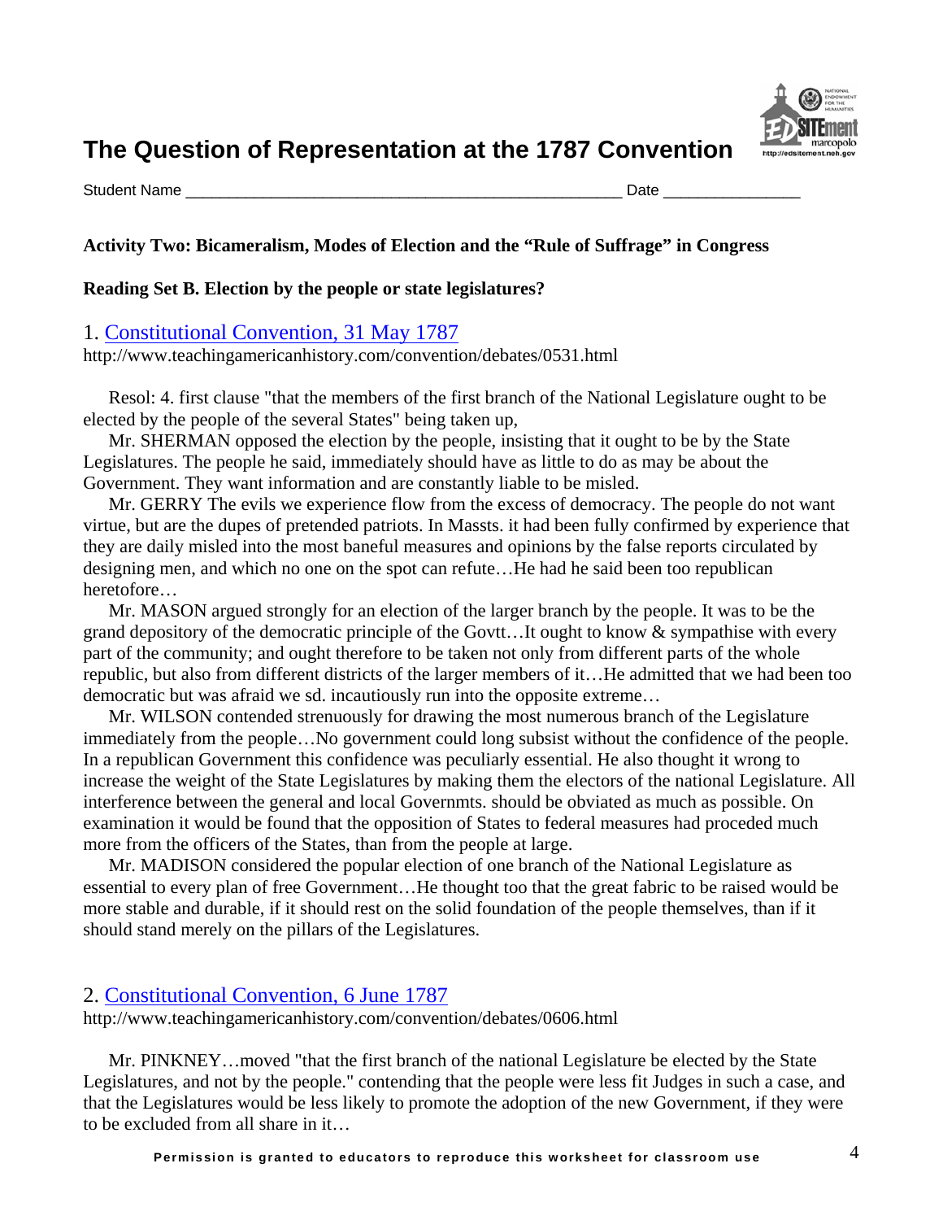# The Question of Representation at the 1787 Convention

Student Name ________________________________________________ Date _______________

**Activity Two: Bicameralism, Modes of Election and the "Rule of Suffrage" in Congress**

**Reading Set B. Election by the people or state legislatures?**

1. [Constitutional Convention, 31 May 1787](http://www.teachingamericanhistory.com/convention/debates/0531.html)
http://www.teachingamericanhistory.com/convention/debates/0531.html

Resol: 4. first clause "that the members of the first branch of the National Legislature ought to be elected by the people of the several States" being taken up,

Mr. SHERMAN opposed the election by the people, insisting that it ought to be by the State Legislatures. The people he said, immediately should have as little to do as may be about the Government. They want information and are constantly liable to be misled.

Mr. GERRY The evils we experience flow from the excess of democracy. The people do not want virtue, but are the dupes of pretended patriots. In Massts. it had been fully confirmed by experience that they are daily misled into the most baneful measures and opinions by the false reports circulated by designing men, and which no one on the spot can refute…He had he said been too republican heretofore…

Mr. MASON argued strongly for an election of the larger branch by the people. It was to be the grand depository of the democratic principle of the Govtt…It ought to know & sympathise with every part of the community; and ought therefore to be taken not only from different parts of the whole republic, but also from different districts of the larger members of it…He admitted that we had been too democratic but was afraid we sd. incautiously run into the opposite extreme…

Mr. WILSON contended strenuously for drawing the most numerous branch of the Legislature immediately from the people…No government could long subsist without the confidence of the people. In a republican Government this confidence was peculiarly essential. He also thought it wrong to increase the weight of the State Legislatures by making them the electors of the national Legislature. All interference between the general and local Governmts. should be obviated as much as possible. On examination it would be found that the opposition of States to federal measures had proceded much more from the officers of the States, than from the people at large.

Mr. MADISON considered the popular election of one branch of the National Legislature as essential to every plan of free Government…He thought too that the great fabric to be raised would be more stable and durable, if it should rest on the solid foundation of the people themselves, than if it should stand merely on the pillars of the Legislatures.

2. [Constitutional Convention, 6 June 1787](http://www.teachingamericanhistory.com/convention/debates/0606.html)
http://www.teachingamericanhistory.com/convention/debates/0606.html

Mr. PINKNEY…moved "that the first branch of the national Legislature be elected by the State Legislatures, and not by the people." contending that the people were less fit Judges in such a case, and that the Legislatures would be less likely to promote the adoption of the new Government, if they were to be excluded from all share in it…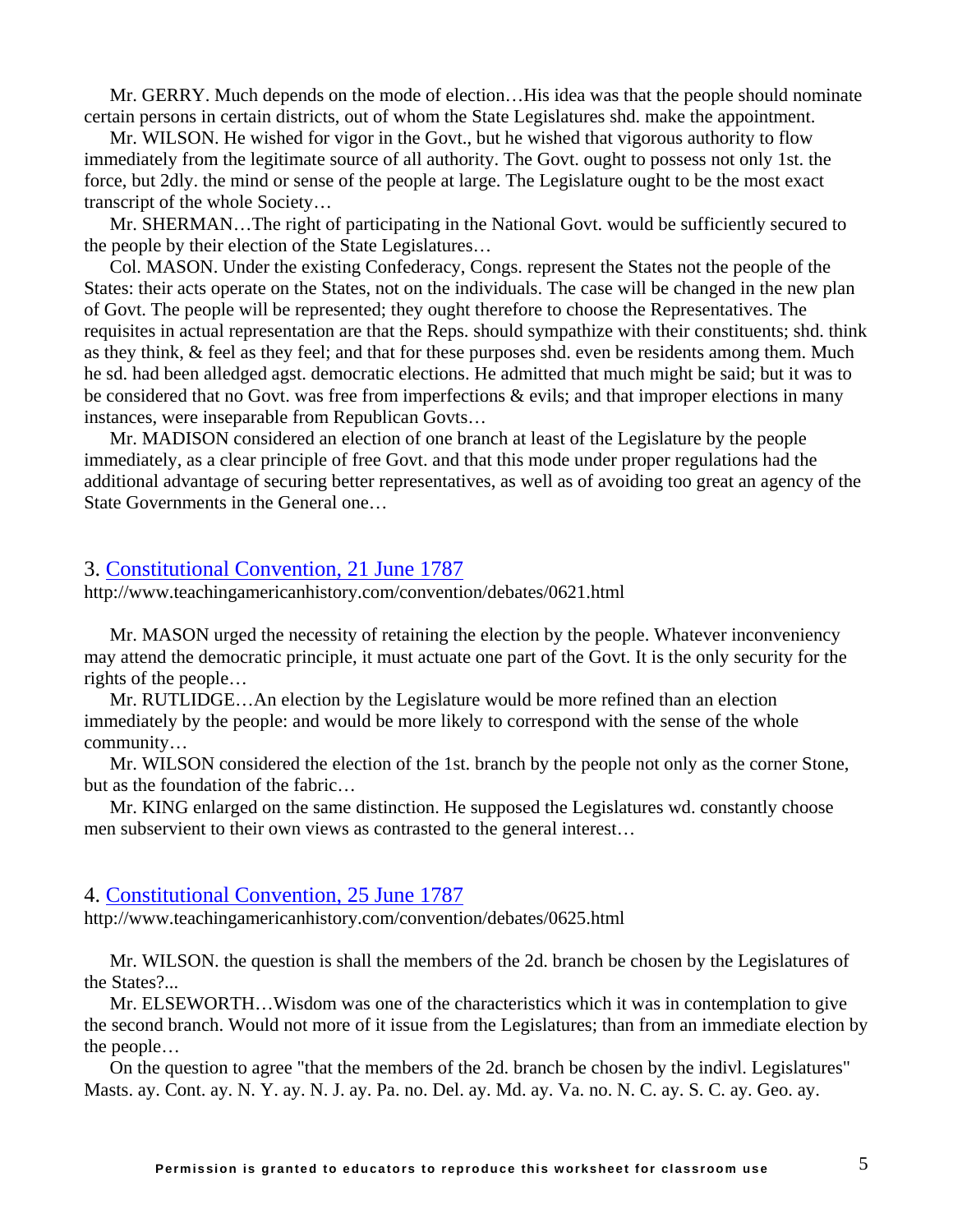Mr. GERRY. Much depends on the mode of election…His idea was that the people should nominate certain persons in certain districts, out of whom the State Legislatures shd. make the appointment.

Mr. WILSON. He wished for vigor in the Govt., but he wished that vigorous authority to flow immediately from the legitimate source of all authority. The Govt. ought to possess not only 1st. the force, but 2dly. the mind or sense of the people at large. The Legislature ought to be the most exact transcript of the whole Society…

Mr. SHERMAN…The right of participating in the National Govt. would be sufficiently secured to the people by their election of the State Legislatures…

Col. MASON. Under the existing Confederacy, Congs. represent the States not the people of the States: their acts operate on the States, not on the individuals. The case will be changed in the new plan of Govt. The people will be represented; they ought therefore to choose the Representatives. The requisites in actual representation are that the Reps. should sympathize with their constituents; shd. think as they think, & feel as they feel; and that for these purposes shd. even be residents among them. Much he sd. had been alledged agst. democratic elections. He admitted that much might be said; but it was to be considered that no Govt. was free from imperfections & evils; and that improper elections in many instances, were inseparable from Republican Govts…

Mr. MADISON considered an election of one branch at least of the Legislature by the people immediately, as a clear principle of free Govt. and that this mode under proper regulations had the additional advantage of securing better representatives, as well as of avoiding too great an agency of the State Governments in the General one…

## 3. Constitutional Convention, 21 June 1787

http://www.teachingamericanhistory.com/convention/debates/0621.html

Mr. MASON urged the necessity of retaining the election by the people. Whatever inconveniency may attend the democratic principle, it must actuate one part of the Govt. It is the only security for the rights of the people…

Mr. RUTLIDGE…An election by the Legislature would be more refined than an election immediately by the people: and would be more likely to correspond with the sense of the whole community…

Mr. WILSON considered the election of the 1st. branch by the people not only as the corner Stone, but as the foundation of the fabric…

Mr. KING enlarged on the same distinction. He supposed the Legislatures wd. constantly choose men subservient to their own views as contrasted to the general interest…

## 4. Constitutional Convention, 25 June 1787

http://www.teachingamericanhistory.com/convention/debates/0625.html

Mr. WILSON. the question is shall the members of the 2d. branch be chosen by the Legislatures of the States?...

Mr. ELSEWORTH…Wisdom was one of the characteristics which it was in contemplation to give the second branch. Would not more of it issue from the Legislatures; than from an immediate election by the people…

On the question to agree "that the members of the 2d. branch be chosen by the indivl. Legislatures" Masts. ay. Cont. ay. N. Y. ay. N. J. ay. Pa. no. Del. ay. Md. ay. Va. no. N. C. ay. S. C. ay. Geo. ay.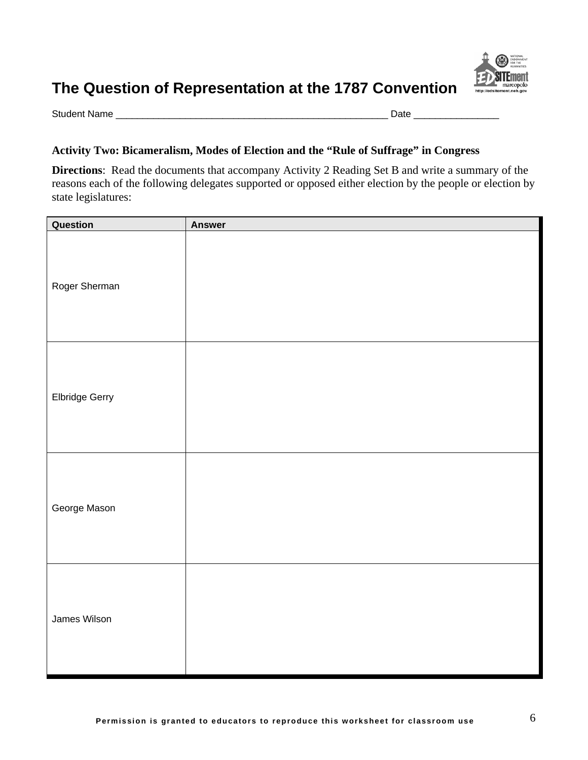# The Question of Representation at the 1787 Convention

Student Name ____________________________________________________ Date ________________

### Activity Two: Bicameralism, Modes of Election and the "Rule of Suffrage" in Congress

**Directions**: Read the documents that accompany Activity 2 Reading Set B and write a summary of the reasons each of the following delegates supported or opposed either election by the people or election by state legislatures:

| Question | Answer |
| --- | --- |
| Roger Sherman | |
| Elbridge Gerry | |
| George Mason | |
| James Wilson | |

**Permission is granted to educators to reproduce this worksheet for classroom use**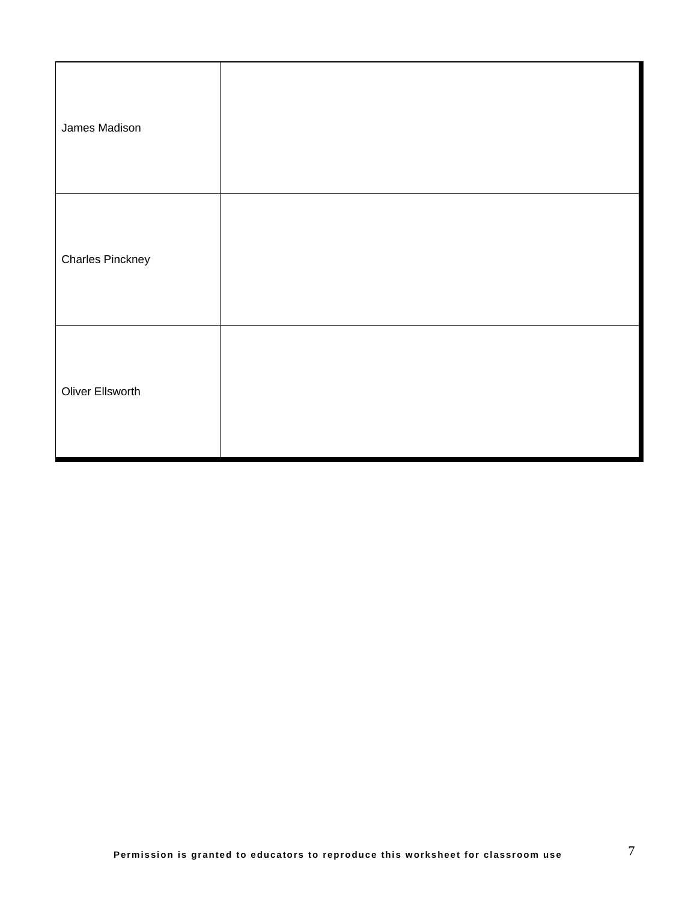| | |
|---|---|
| James Madison | |
| Charles Pinckney | |
| Oliver Ellsworth | |

**Permission is granted to educators to reproduce this worksheet for classroom use**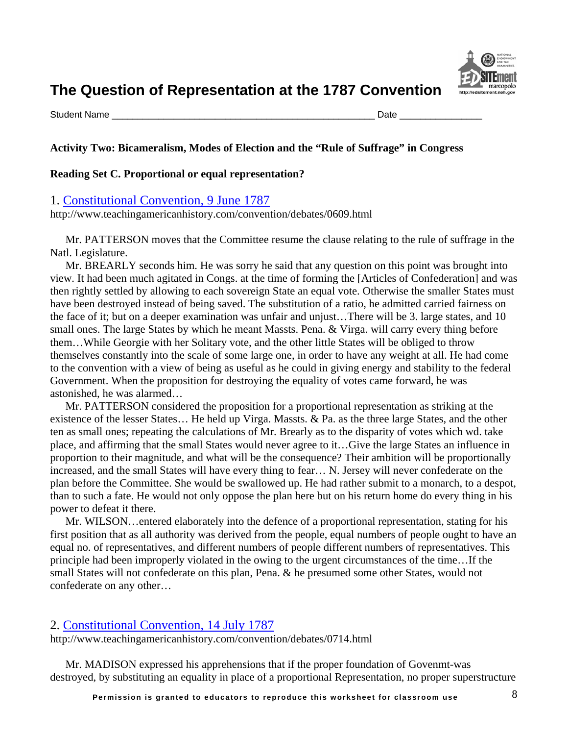# The Question of Representation at the 1787 Convention

Student Name ___________________________________________________ Date ________________

**Activity Two: Bicameralism, Modes of Election and the "Rule of Suffrage" in Congress**

**Reading Set C. Proportional or equal representation?**

1. [Constitutional Convention, 9 June 1787](http://www.teachingamericanhistory.com/convention/debates/0609.html)
http://www.teachingamericanhistory.com/convention/debates/0609.html

Mr. PATTERSON moves that the Committee resume the clause relating to the rule of suffrage in the Natl. Legislature.

Mr. BREARLY seconds him. He was sorry he said that any question on this point was brought into view. It had been much agitated in Congs. at the time of forming the [Articles of Confederation] and was then rightly settled by allowing to each sovereign State an equal vote. Otherwise the smaller States must have been destroyed instead of being saved. The substitution of a ratio, he admitted carried fairness on the face of it; but on a deeper examination was unfair and unjust…There will be 3. large states, and 10 small ones. The large States by which he meant Massts. Pena. & Virga. will carry every thing before them…While Georgie with her Solitary vote, and the other little States will be obliged to throw themselves constantly into the scale of some large one, in order to have any weight at all. He had come to the convention with a view of being as useful as he could in giving energy and stability to the federal Government. When the proposition for destroying the equality of votes came forward, he was astonished, he was alarmed…

Mr. PATTERSON considered the proposition for a proportional representation as striking at the existence of the lesser States… He held up Virga. Massts. & Pa. as the three large States, and the other ten as small ones; repeating the calculations of Mr. Brearly as to the disparity of votes which wd. take place, and affirming that the small States would never agree to it…Give the large States an influence in proportion to their magnitude, and what will be the consequence? Their ambition will be proportionally increased, and the small States will have every thing to fear… N. Jersey will never confederate on the plan before the Committee. She would be swallowed up. He had rather submit to a monarch, to a despot, than to such a fate. He would not only oppose the plan here but on his return home do every thing in his power to defeat it there.

Mr. WILSON…entered elaborately into the defence of a proportional representation, stating for his first position that as all authority was derived from the people, equal numbers of people ought to have an equal no. of representatives, and different numbers of people different numbers of representatives. This principle had been improperly violated in the owing to the urgent circumstances of the time…If the small States will not confederate on this plan, Pena. & he presumed some other States, would not confederate on any other…

2. [Constitutional Convention, 14 July 1787](http://www.teachingamericanhistory.com/convention/debates/0714.html)
http://www.teachingamericanhistory.com/convention/debates/0714.html

Mr. MADISON expressed his apprehensions that if the proper foundation of Govenmt-was destroyed, by substituting an equality in place of a proportional Representation, no proper superstructure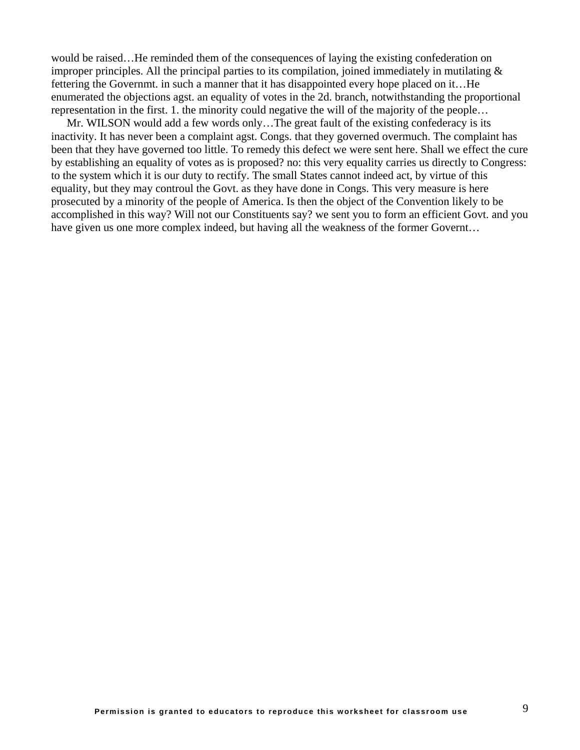would be raised…He reminded them of the consequences of laying the existing confederation on improper principles. All the principal parties to its compilation, joined immediately in mutilating & fettering the Governmt. in such a manner that it has disappointed every hope placed on it…He enumerated the objections agst. an equality of votes in the 2d. branch, notwithstanding the proportional representation in the first. 1. the minority could negative the will of the majority of the people…

Mr. WILSON would add a few words only…The great fault of the existing confederacy is its inactivity. It has never been a complaint agst. Congs. that they governed overmuch. The complaint has been that they have governed too little. To remedy this defect we were sent here. Shall we effect the cure by establishing an equality of votes as is proposed? no: this very equality carries us directly to Congress: to the system which it is our duty to rectify. The small States cannot indeed act, by virtue of this equality, but they may controul the Govt. as they have done in Congs. This very measure is here prosecuted by a minority of the people of America. Is then the object of the Convention likely to be accomplished in this way? Will not our Constituents say? we sent you to form an efficient Govt. and you have given us one more complex indeed, but having all the weakness of the former Governt…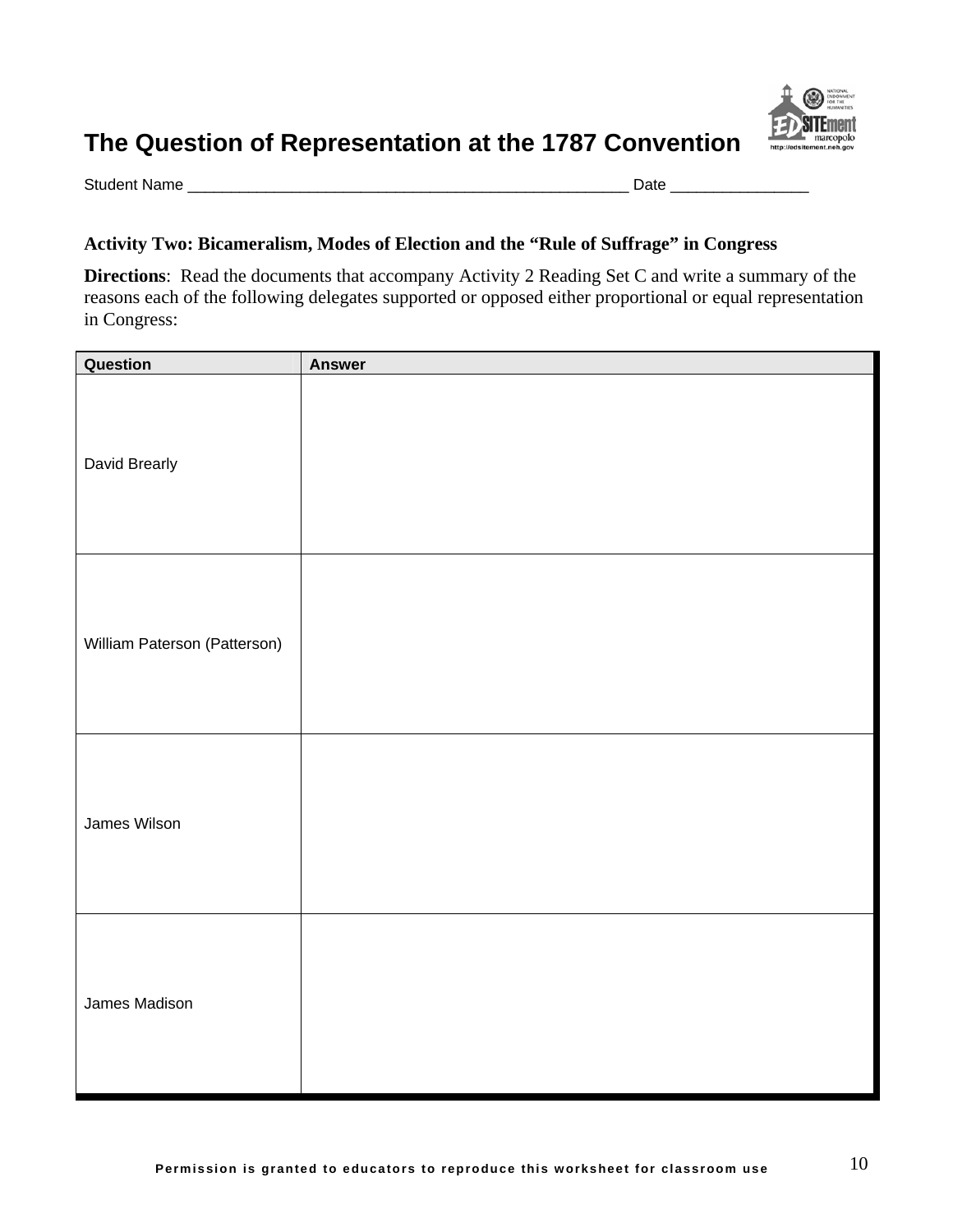# The Question of Representation at the 1787 Convention

Student Name ____________________________________________________ Date ________________

**Activity Two: Bicameralism, Modes of Election and the "Rule of Suffrage" in Congress**

**Directions**: Read the documents that accompany Activity 2 Reading Set C and write a summary of the reasons each of the following delegates supported or opposed either proportional or equal representation in Congress:

| Question | Answer |
|---|---|
| David Brearly | |
| William Paterson (Patterson) | |
| James Wilson | |
| James Madison | |

Permission is granted to educators to reproduce this worksheet for classroom use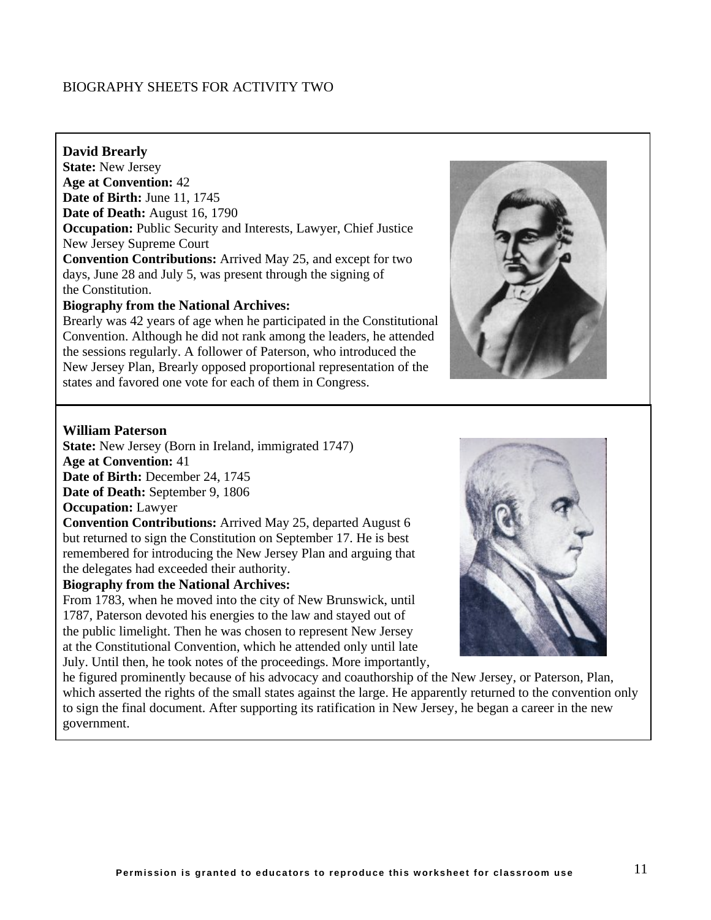BIOGRAPHY SHEETS FOR ACTIVITY TWO

**David Brearly**
**State:** New Jersey
**Age at Convention:** 42
**Date of Birth:** June 11, 1745
**Date of Death:** August 16, 1790
**Occupation:** Public Security and Interests, Lawyer, Chief Justice New Jersey Supreme Court
**Convention Contributions:** Arrived May 25, and except for two days, June 28 and July 5, was present through the signing of the Constitution.
**Biography from the National Archives:**
Brearly was 42 years of age when he participated in the Constitutional Convention. Although he did not rank among the leaders, he attended the sessions regularly. A follower of Paterson, who introduced the New Jersey Plan, Brearly opposed proportional representation of the states and favored one vote for each of them in Congress.

**William Paterson**
**State:** New Jersey (Born in Ireland, immigrated 1747)
**Age at Convention:** 41
**Date of Birth:** December 24, 1745
**Date of Death:** September 9, 1806
**Occupation:** Lawyer
**Convention Contributions:** Arrived May 25, departed August 6 but returned to sign the Constitution on September 17. He is best remembered for introducing the New Jersey Plan and arguing that the delegates had exceeded their authority.
**Biography from the National Archives:**
From 1783, when he moved into the city of New Brunswick, until 1787, Paterson devoted his energies to the law and stayed out of the public limelight. Then he was chosen to represent New Jersey at the Constitutional Convention, which he attended only until late July. Until then, he took notes of the proceedings. More importantly, he figured prominently because of his advocacy and coauthorship of the New Jersey, or Paterson, Plan, which asserted the rights of the small states against the large. He apparently returned to the convention only to sign the final document. After supporting its ratification in New Jersey, he began a career in the new government.

Permission is granted to educators to reproduce this worksheet for classroom use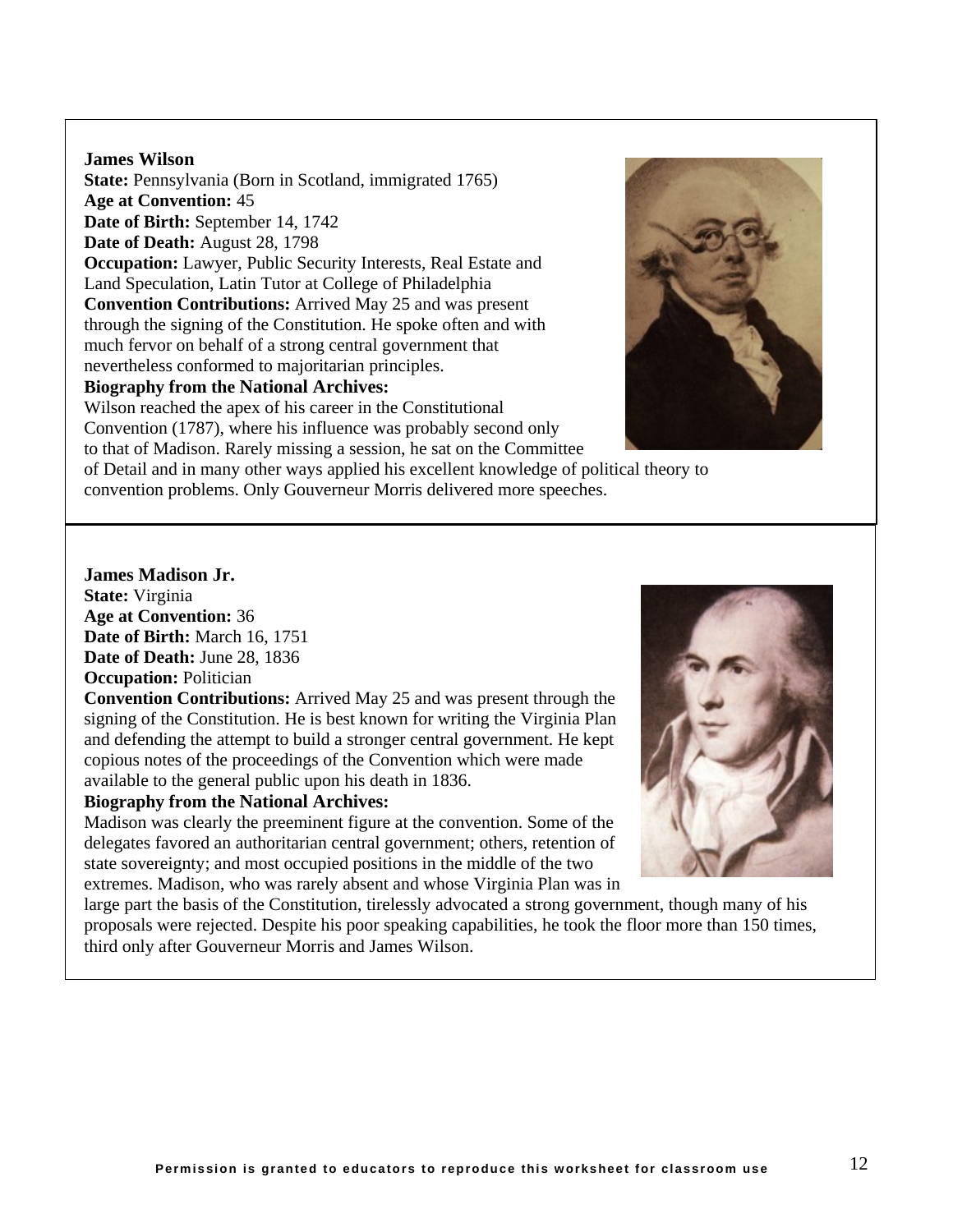**James Wilson**
**State:** Pennsylvania (Born in Scotland, immigrated 1765)
**Age at Convention:** 45
**Date of Birth:** September 14, 1742
**Date of Death:** August 28, 1798
**Occupation:** Lawyer, Public Security Interests, Real Estate and Land Speculation, Latin Tutor at College of Philadelphia
**Convention Contributions:** Arrived May 25 and was present through the signing of the Constitution. He spoke often and with much fervor on behalf of a strong central government that nevertheless conformed to majoritarian principles.
**Biography from the National Archives:**
Wilson reached the apex of his career in the Constitutional Convention (1787), where his influence was probably second only to that of Madison. Rarely missing a session, he sat on the Committee of Detail and in many other ways applied his excellent knowledge of political theory to convention problems. Only Gouverneur Morris delivered more speeches.

**James Madison Jr.**
**State:** Virginia
**Age at Convention:** 36
**Date of Birth:** March 16, 1751
**Date of Death:** June 28, 1836
**Occupation:** Politician
**Convention Contributions:** Arrived May 25 and was present through the signing of the Constitution. He is best known for writing the Virginia Plan and defending the attempt to build a stronger central government. He kept copious notes of the proceedings of the Convention which were made available to the general public upon his death in 1836.
**Biography from the National Archives:**
Madison was clearly the preeminent figure at the convention. Some of the delegates favored an authoritarian central government; others, retention of state sovereignty; and most occupied positions in the middle of the two extremes. Madison, who was rarely absent and whose Virginia Plan was in large part the basis of the Constitution, tirelessly advocated a strong government, though many of his proposals were rejected. Despite his poor speaking capabilities, he took the floor more than 150 times, third only after Gouverneur Morris and James Wilson.

**Permission is granted to educators to reproduce this worksheet for classroom use**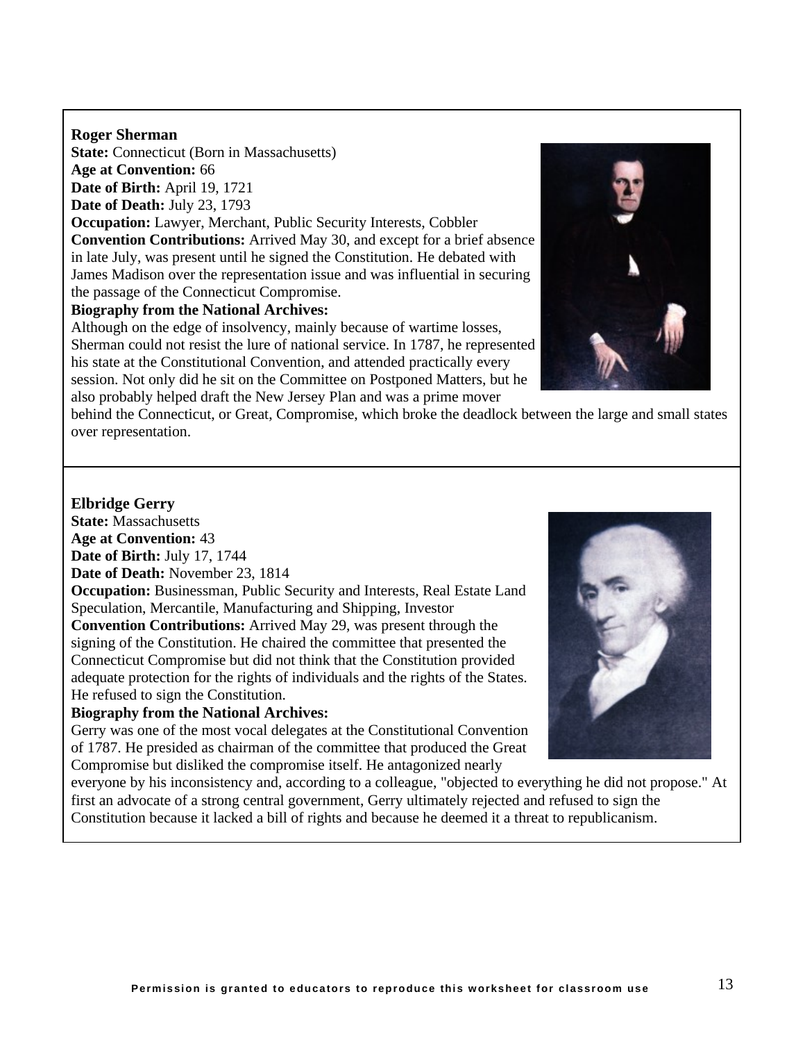**Roger Sherman**
**State:** Connecticut (Born in Massachusetts)
**Age at Convention:** 66
**Date of Birth:** April 19, 1721
**Date of Death:** July 23, 1793
**Occupation:** Lawyer, Merchant, Public Security Interests, Cobbler
**Convention Contributions:** Arrived May 30, and except for a brief absence in late July, was present until he signed the Constitution. He debated with James Madison over the representation issue and was influential in securing the passage of the Connecticut Compromise.
**Biography from the National Archives:**
Although on the edge of insolvency, mainly because of wartime losses, Sherman could not resist the lure of national service. In 1787, he represented his state at the Constitutional Convention, and attended practically every session. Not only did he sit on the Committee on Postponed Matters, but he also probably helped draft the New Jersey Plan and was a prime mover behind the Connecticut, or Great, Compromise, which broke the deadlock between the large and small states over representation.

---

**Elbridge Gerry**
**State:** Massachusetts
**Age at Convention:** 43
**Date of Birth:** July 17, 1744
**Date of Death:** November 23, 1814
**Occupation:** Businessman, Public Security and Interests, Real Estate Land Speculation, Mercantile, Manufacturing and Shipping, Investor
**Convention Contributions:** Arrived May 29, was present through the signing of the Constitution. He chaired the committee that presented the Connecticut Compromise but did not think that the Constitution provided adequate protection for the rights of individuals and the rights of the States. He refused to sign the Constitution.
**Biography from the National Archives:**
Gerry was one of the most vocal delegates at the Constitutional Convention of 1787. He presided as chairman of the committee that produced the Great Compromise but disliked the compromise itself. He antagonized nearly everyone by his inconsistency and, according to a colleague, "objected to everything he did not propose." At first an advocate of a strong central government, Gerry ultimately rejected and refused to sign the Constitution because it lacked a bill of rights and because he deemed it a threat to republicanism.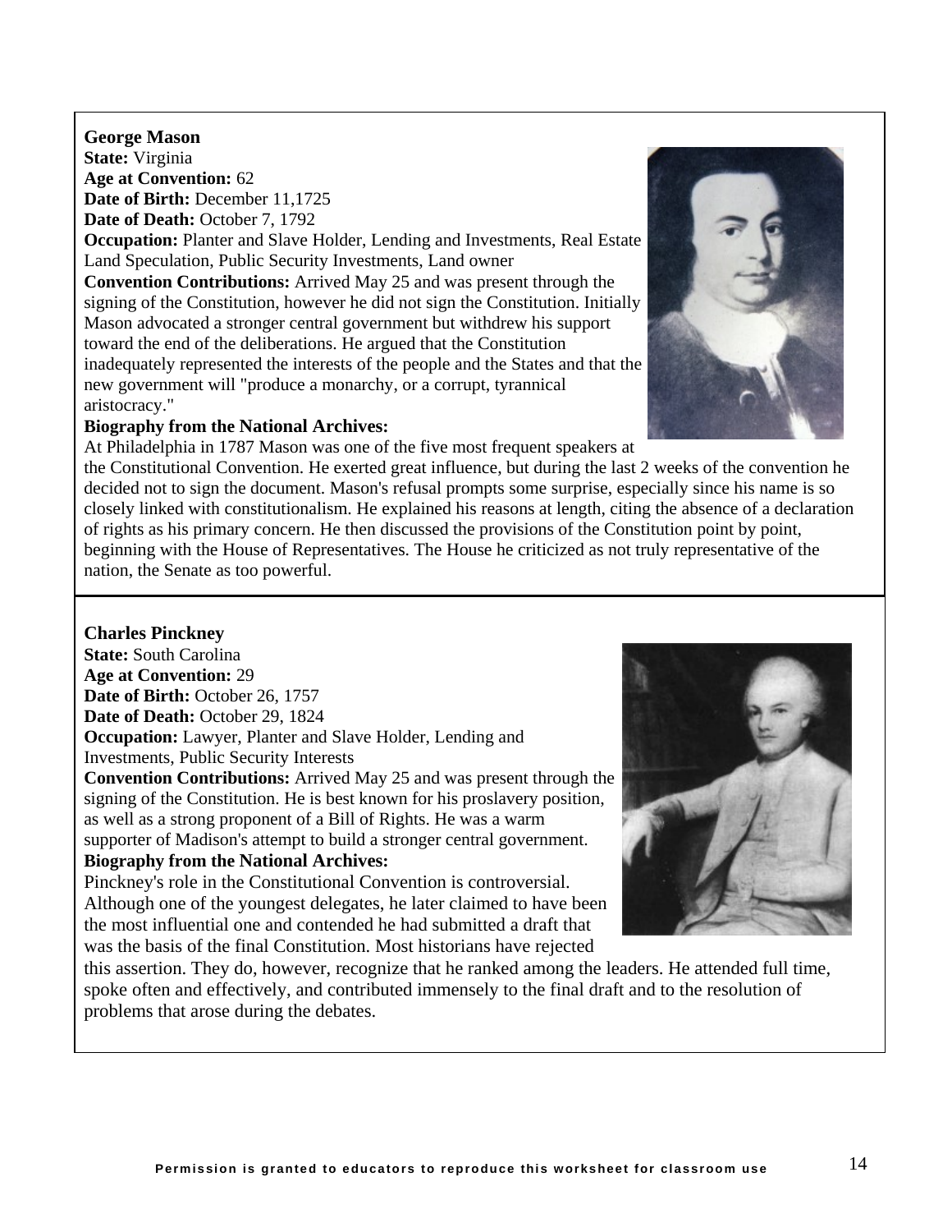**George Mason**
**State:** Virginia
**Age at Convention:** 62
**Date of Birth:** December 11,1725
**Date of Death:** October 7, 1792
**Occupation:** Planter and Slave Holder, Lending and Investments, Real Estate Land Speculation, Public Security Investments, Land owner
**Convention Contributions:** Arrived May 25 and was present through the signing of the Constitution, however he did not sign the Constitution. Initially Mason advocated a stronger central government but withdrew his support toward the end of the deliberations. He argued that the Constitution inadequately represented the interests of the people and the States and that the new government will "produce a monarchy, or a corrupt, tyrannical aristocracy."
**Biography from the National Archives:**
At Philadelphia in 1787 Mason was one of the five most frequent speakers at the Constitutional Convention. He exerted great influence, but during the last 2 weeks of the convention he decided not to sign the document. Mason's refusal prompts some surprise, especially since his name is so closely linked with constitutionalism. He explained his reasons at length, citing the absence of a declaration of rights as his primary concern. He then discussed the provisions of the Constitution point by point, beginning with the House of Representatives. The House he criticized as not truly representative of the nation, the Senate as too powerful.

**Charles Pinckney**
**State:** South Carolina
**Age at Convention:** 29
**Date of Birth:** October 26, 1757
**Date of Death:** October 29, 1824
**Occupation:** Lawyer, Planter and Slave Holder, Lending and Investments, Public Security Interests
**Convention Contributions:** Arrived May 25 and was present through the signing of the Constitution. He is best known for his proslavery position, as well as a strong proponent of a Bill of Rights. He was a warm supporter of Madison's attempt to build a stronger central government.
**Biography from the National Archives:**
Pinckney's role in the Constitutional Convention is controversial. Although one of the youngest delegates, he later claimed to have been the most influential one and contended he had submitted a draft that was the basis of the final Constitution. Most historians have rejected this assertion. They do, however, recognize that he ranked among the leaders. He attended full time, spoke often and effectively, and contributed immensely to the final draft and to the resolution of problems that arose during the debates.

**Permission is granted to educators to reproduce this worksheet for classroom use**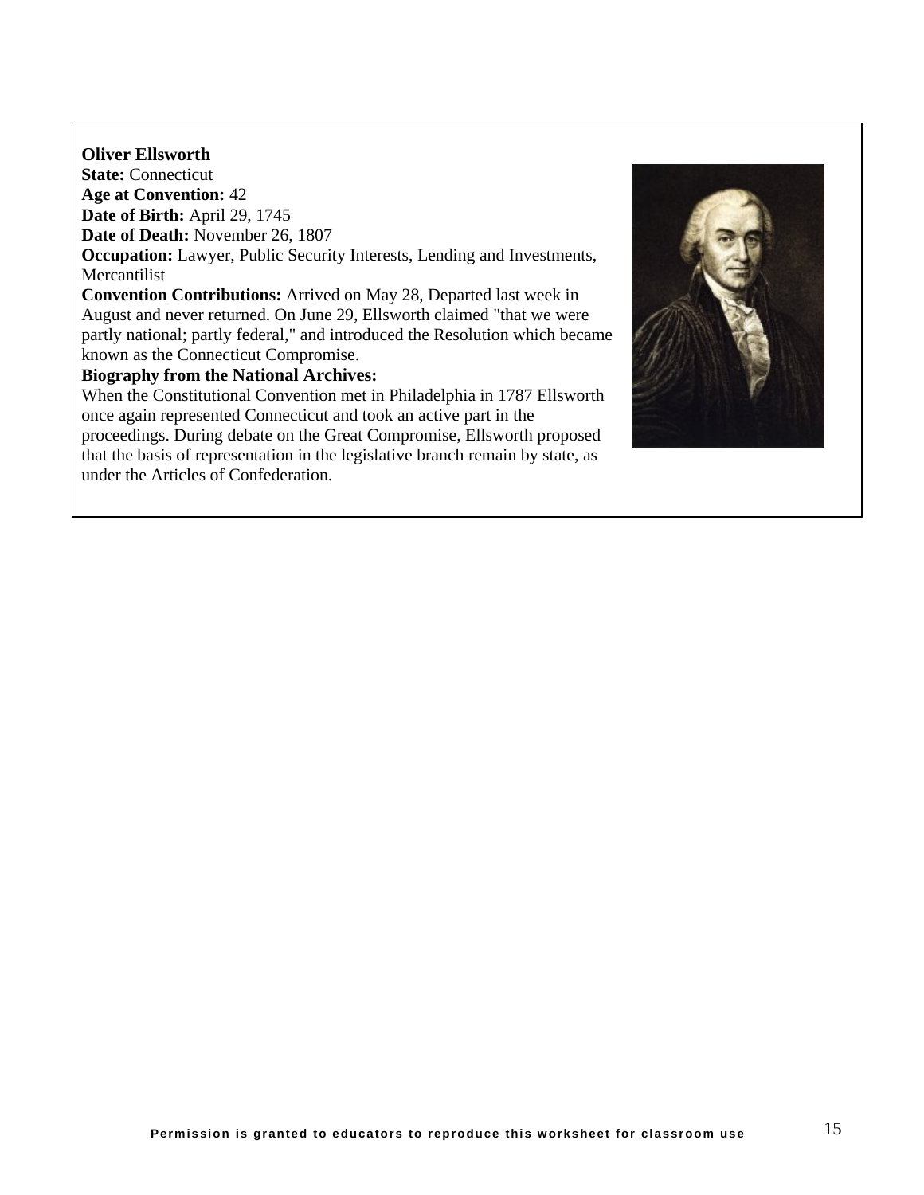**Oliver Ellsworth**
**State:** Connecticut
**Age at Convention:** 42
**Date of Birth:** April 29, 1745
**Date of Death:** November 26, 1807
**Occupation:** Lawyer, Public Security Interests, Lending and Investments, Mercantilist
**Convention Contributions:** Arrived on May 28, Departed last week in August and never returned. On June 29, Ellsworth claimed "that we were partly national; partly federal," and introduced the Resolution which became known as the Connecticut Compromise.
**Biography from the National Archives:**
When the Constitutional Convention met in Philadelphia in 1787 Ellsworth once again represented Connecticut and took an active part in the proceedings. During debate on the Great Compromise, Ellsworth proposed that the basis of representation in the legislative branch remain by state, as under the Articles of Confederation.

**Permission is granted to educators to reproduce this worksheet for classroom use**